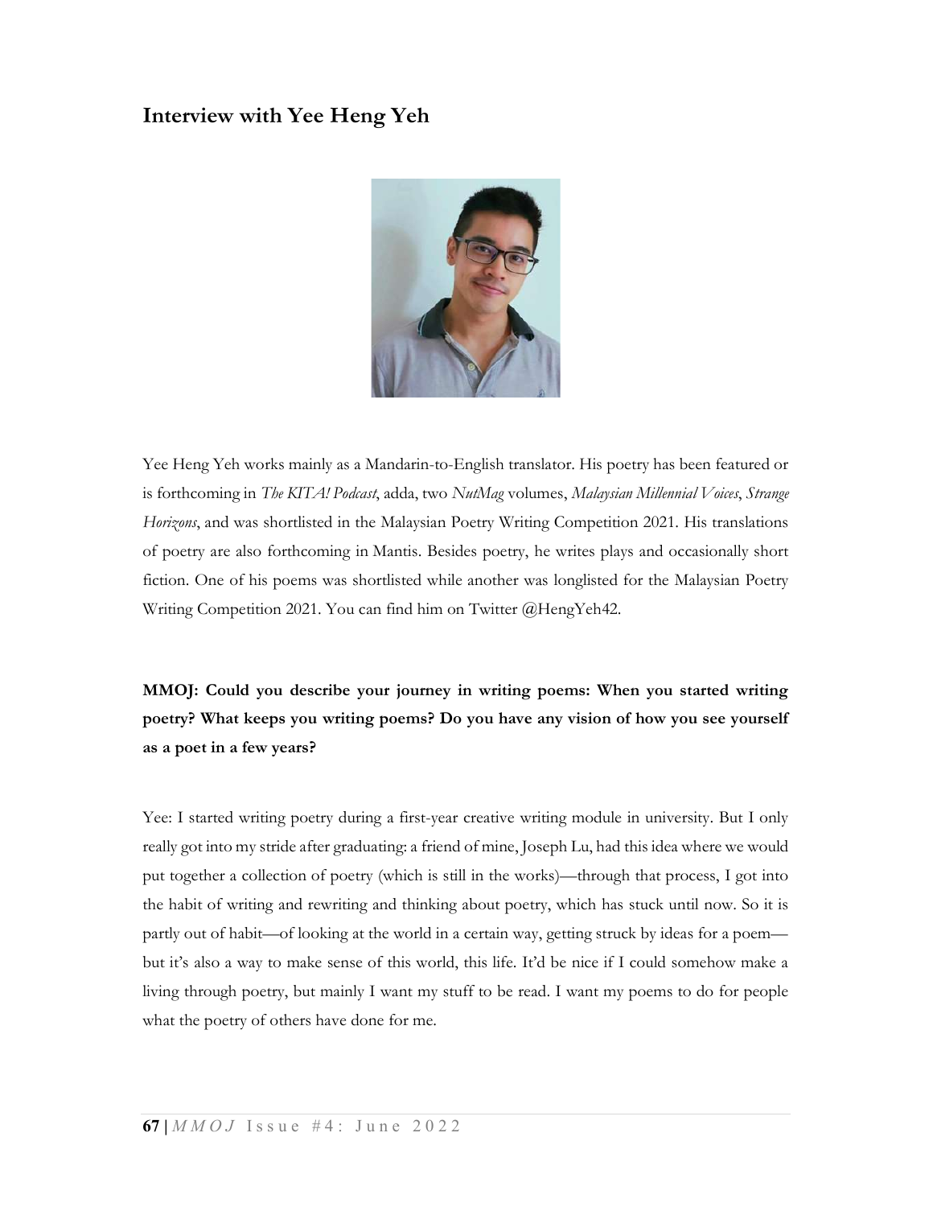## Interview with Yee Heng Yeh

Yee Heng Yeh works mainly as a Mandarin-to-English translator. His poetry has been featured or is forthcoming in *The KITA! Podcast*, adda, two *NutMag* volumes, *Malaysian Millennial Voices*, *Strange Horizons*, and was shortlisted in the Malaysian Poetry Writing Competition 2021. His translations of poetry are also forthcoming in Mantis. Besides poetry, he writes plays and occasionally short fiction. One of his poems was shortlisted while another was longlisted for the Malaysian Poetry Writing Competition 2021. You can find him on Twitter @HengYeh42.

**MMOJ: Could you describe your journey in writing poems: When you started writing poetry? What keeps you writing poems? Do you have any vision of how you see yourself as a poet in a few years?**

Yee: I started writing poetry during a first-year creative writing module in university. But I only really got into my stride after graduating: a friend of mine, Joseph Lu, had this idea where we would put together a collection of poetry (which is still in the works)—through that process, I got into the habit of writing and rewriting and thinking about poetry, which has stuck until now. So it is partly out of habit—of looking at the world in a certain way, getting struck by ideas for a poem—but it's also a way to make sense of this world, this life. It'd be nice if I could somehow make a living through poetry, but mainly I want my stuff to be read. I want my poems to do for people what the poetry of others have done for me.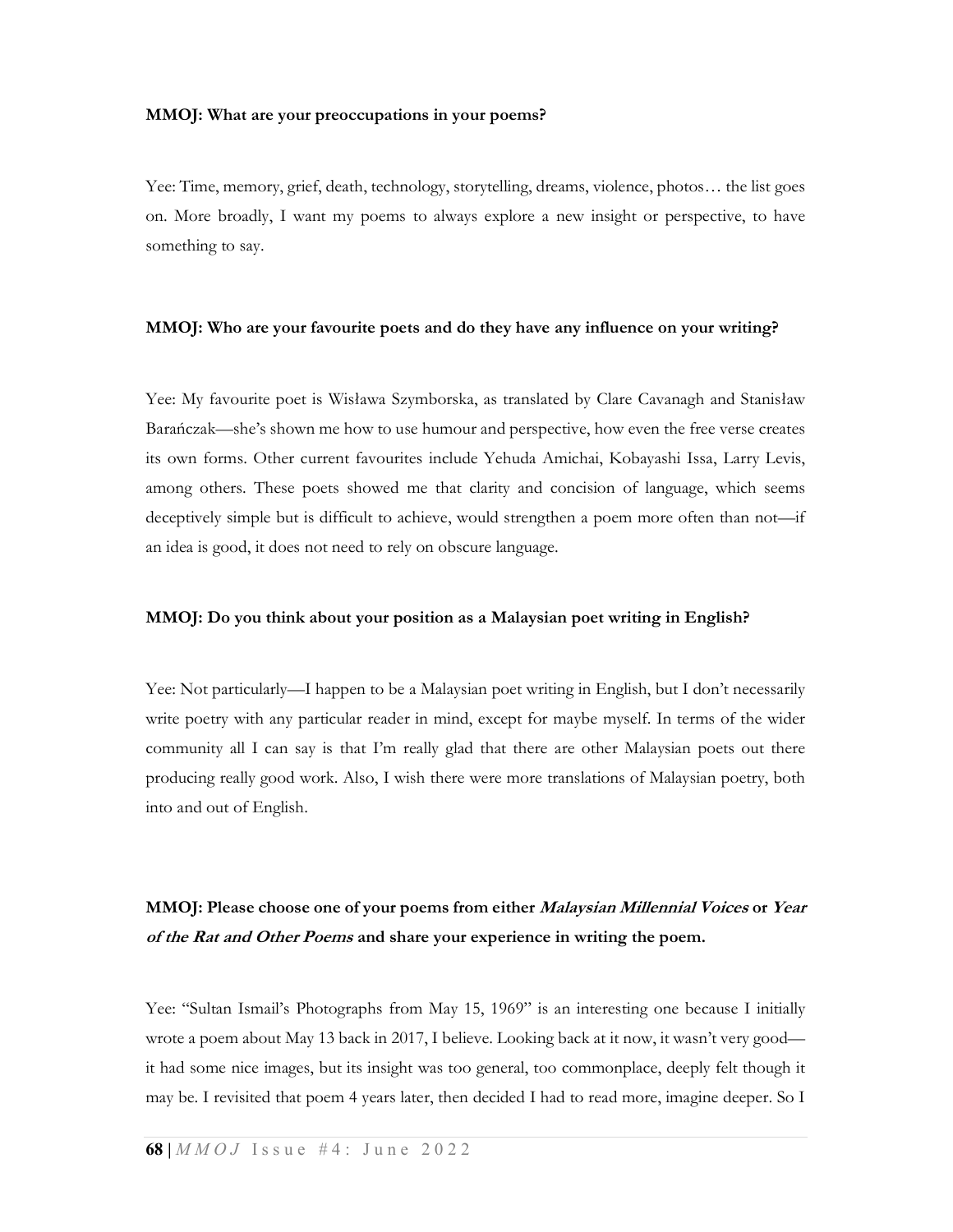**MMOJ: What are your preoccupations in your poems?**

Yee: Time, memory, grief, death, technology, storytelling, dreams, violence, photos… the list goes on. More broadly, I want my poems to always explore a new insight or perspective, to have something to say.

**MMOJ: Who are your favourite poets and do they have any influence on your writing?**

Yee: My favourite poet is Wisława Szymborska, as translated by Clare Cavanagh and Stanisław Barańczak—she's shown me how to use humour and perspective, how even the free verse creates its own forms. Other current favourites include Yehuda Amichai, Kobayashi Issa, Larry Levis, among others. These poets showed me that clarity and concision of language, which seems deceptively simple but is difficult to achieve, would strengthen a poem more often than not—if an idea is good, it does not need to rely on obscure language.

**MMOJ: Do you think about your position as a Malaysian poet writing in English?**

Yee: Not particularly—I happen to be a Malaysian poet writing in English, but I don't necessarily write poetry with any particular reader in mind, except for maybe myself. In terms of the wider community all I can say is that I'm really glad that there are other Malaysian poets out there producing really good work. Also, I wish there were more translations of Malaysian poetry, both into and out of English.

**MMOJ: Please choose one of your poems from either *Malaysian Millennial Voices* or *Year of the Rat and Other Poems* and share your experience in writing the poem.**

Yee: "Sultan Ismail's Photographs from May 15, 1969" is an interesting one because I initially wrote a poem about May 13 back in 2017, I believe. Looking back at it now, it wasn't very good—it had some nice images, but its insight was too general, too commonplace, deeply felt though it may be. I revisited that poem 4 years later, then decided I had to read more, imagine deeper. So I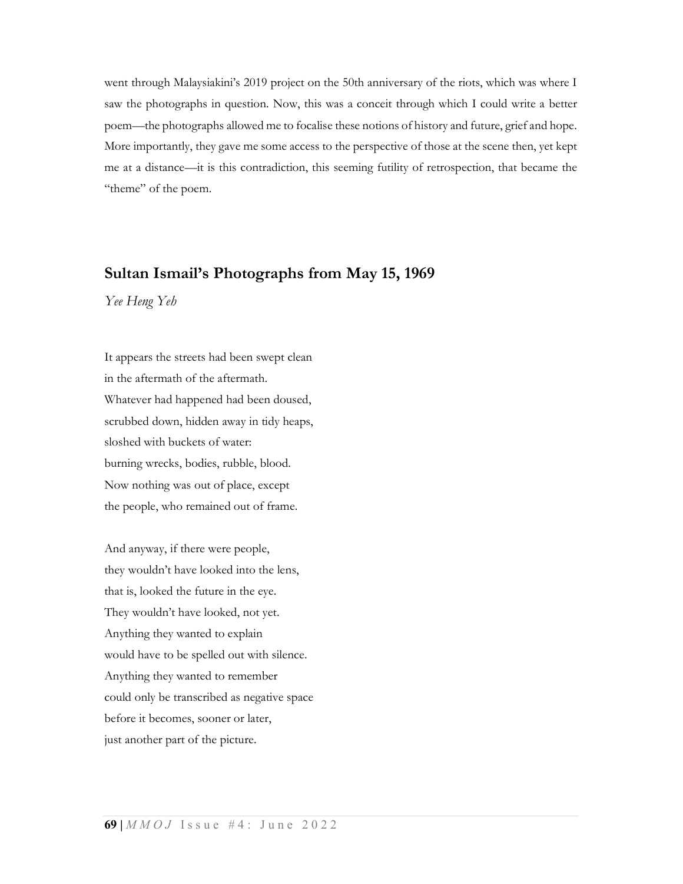went through Malaysiakini's 2019 project on the 50th anniversary of the riots, which was where I saw the photographs in question. Now, this was a conceit through which I could write a better poem—the photographs allowed me to focalise these notions of history and future, grief and hope. More importantly, they gave me some access to the perspective of those at the scene then, yet kept me at a distance—it is this contradiction, this seeming futility of retrospection, that became the "theme" of the poem.

## Sultan Ismail's Photographs from May 15, 1969

*Yee Heng Yeh*

It appears the streets had been swept clean  
in the aftermath of the aftermath.  
Whatever had happened had been doused,  
scrubbed down, hidden away in tidy heaps,  
sloshed with buckets of water:  
burning wrecks, bodies, rubble, blood.  
Now nothing was out of place, except  
the people, who remained out of frame.

And anyway, if there were people,  
they wouldn't have looked into the lens,  
that is, looked the future in the eye.  
They wouldn't have looked, not yet.  
Anything they wanted to explain  
would have to be spelled out with silence.  
Anything they wanted to remember  
could only be transcribed as negative space  
before it becomes, sooner or later,  
just another part of the picture.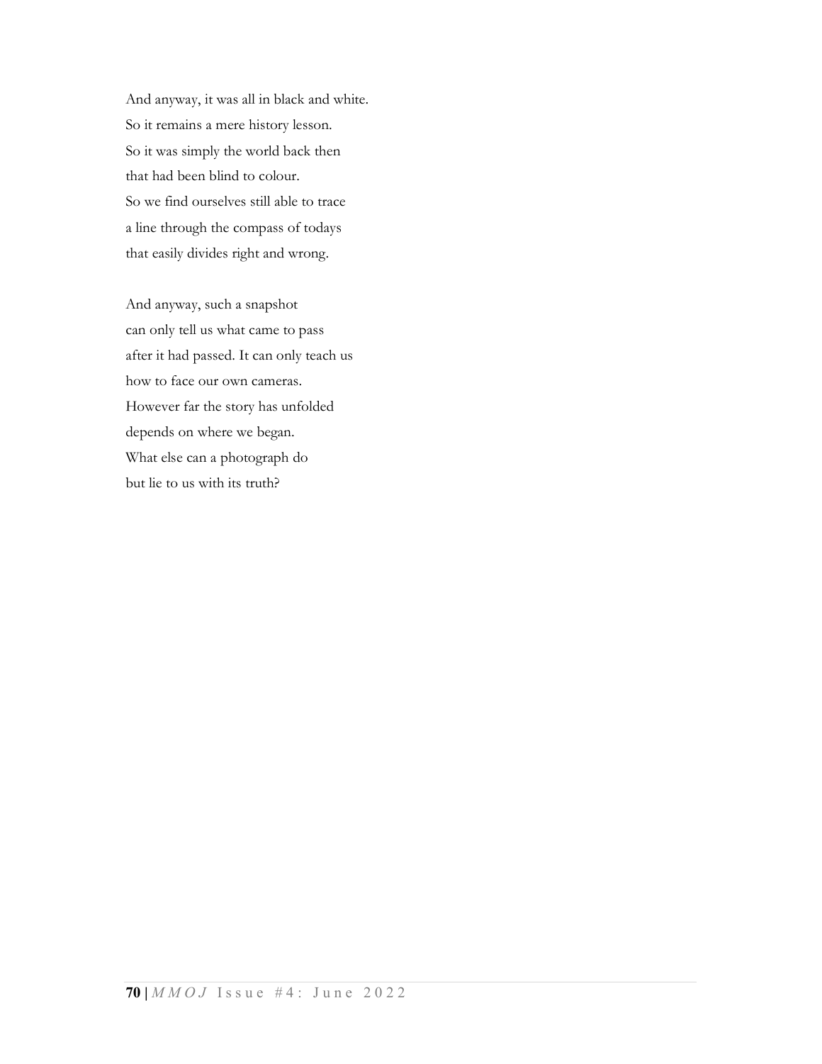And anyway, it was all in black and white.
So it remains a mere history lesson.
So it was simply the world back then
that had been blind to colour.
So we find ourselves still able to trace
a line through the compass of todays
that easily divides right and wrong.

And anyway, such a snapshot
can only tell us what came to pass
after it had passed. It can only teach us
how to face our own cameras.
However far the story has unfolded
depends on where we began.
What else can a photograph do
but lie to us with its truth?